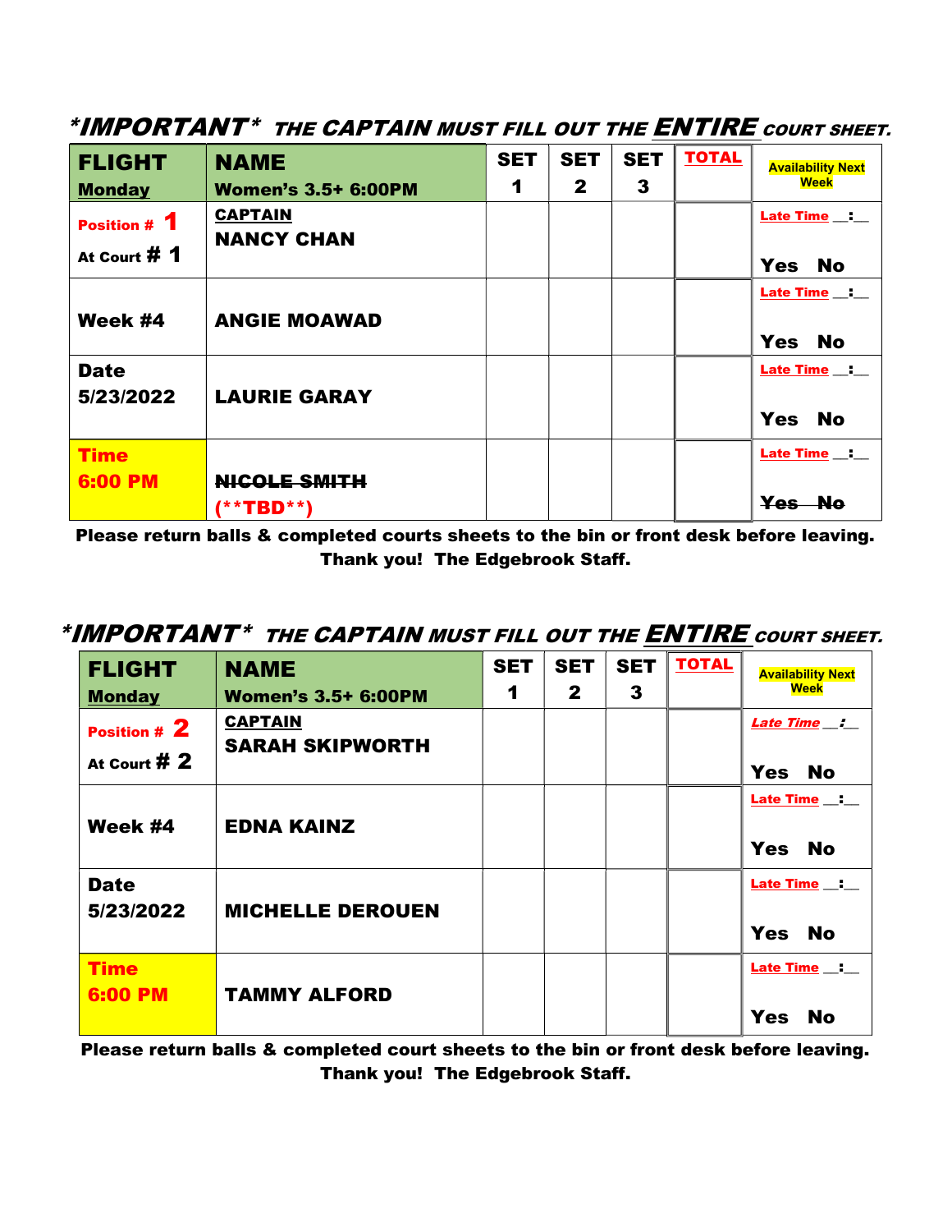***IMPORTANT*** ***THE CAPTAIN MUST FILL OUT THE ENTIRE COURT SHEET.***

| **FLIGHT** **Monday** | **NAME** **Women's 3.5+ 6:00PM** | **SET 1** | **SET 2** | **SET 3** | **TOTAL** | **Availability Next Week** |
|---|---|---|---|---|---|---|
| **Position # 1** **At Court # 1** | **CAPTAIN** **NANCY CHAN** | | | | | **Late Time __:__** **Yes No** |
| **Week #4** | **ANGIE MOAWAD** | | | | | **Late Time __:__** **Yes No** |
| **Date** **5/23/2022** | **LAURIE GARAY** | | | | | **Late Time __:__** **Yes No** |
| **Time** **6:00 PM** | ~~**NICOLE SMITH**~~ **(**TBD**)** | | | | | **Late Time __:__** ~~**Yes No**~~ |

**Please return balls & completed courts sheets to the bin or front desk before leaving.**
**Thank you! The Edgebrook Staff.**

***IMPORTANT*** ***THE CAPTAIN MUST FILL OUT THE ENTIRE COURT SHEET.***

| **FLIGHT** **Monday** | **NAME** **Women's 3.5+ 6:00PM** | **SET 1** | **SET 2** | **SET 3** | **TOTAL** | **Availability Next Week** |
|---|---|---|---|---|---|---|
| **Position # 2** **At Court # 2** | **CAPTAIN** **SARAH SKIPWORTH** | | | | | ***Late Time __:__*** **Yes No** |
| **Week #4** | **EDNA KAINZ** | | | | | **Late Time __:__** **Yes No** |
| **Date** **5/23/2022** | **MICHELLE DEROUEN** | | | | | **Late Time __:__** **Yes No** |
| **Time** **6:00 PM** | **TAMMY ALFORD** | | | | | **Late Time __:__** **Yes No** |

**Please return balls & completed court sheets to the bin or front desk before leaving.**
**Thank you! The Edgebrook Staff.**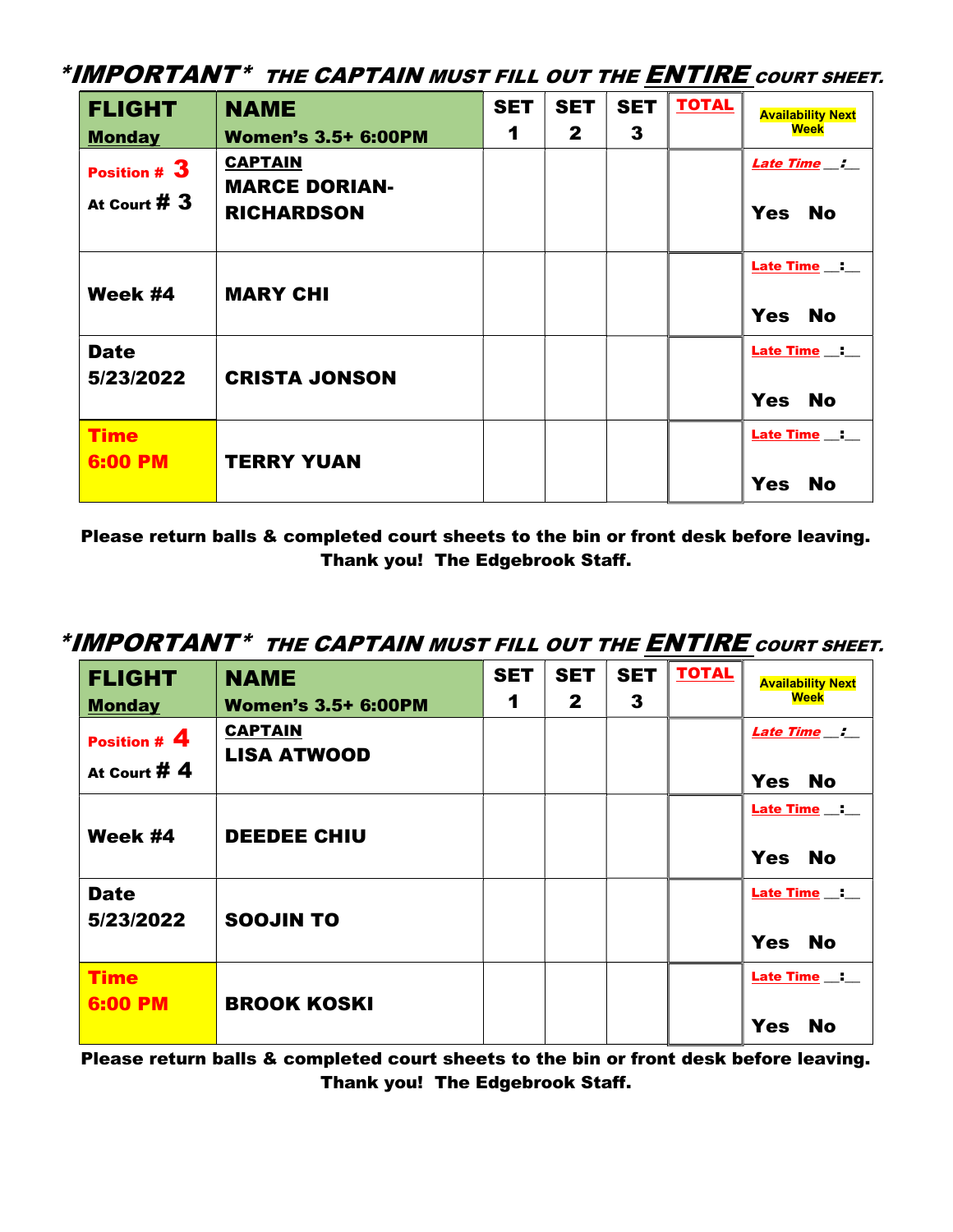***IMPORTANT*** *THE CAPTAIN MUST FILL OUT THE* ***ENTIRE*** *COURT SHEET.*

| **FLIGHT** Monday | **NAME** Women's 3.5+ 6:00PM | SET 1 | SET 2 | SET 3 | TOTAL | Availability Next Week |
|---|---|---|---|---|---|---|
| Position # 3 At Court # 3 | CAPTAIN MARCE DORIAN-RICHARDSON | | | | | Late Time __:__ Yes No |
| Week #4 | MARY CHI | | | | | Late Time __:__ Yes No |
| Date 5/23/2022 | CRISTA JONSON | | | | | Late Time __:__ Yes No |
| Time 6:00 PM | TERRY YUAN | | | | | Late Time __:__ Yes No |

**Please return balls & completed court sheets to the bin or front desk before leaving.**
**Thank you! The Edgebrook Staff.**

***IMPORTANT*** *THE CAPTAIN MUST FILL OUT THE* ***ENTIRE*** *COURT SHEET.*

| **FLIGHT** Monday | **NAME** Women's 3.5+ 6:00PM | SET 1 | SET 2 | SET 3 | TOTAL | Availability Next Week |
|---|---|---|---|---|---|---|
| Position # 4 At Court # 4 | CAPTAIN LISA ATWOOD | | | | | Late Time __:__ Yes No |
| Week #4 | DEEDEE CHIU | | | | | Late Time __:__ Yes No |
| Date 5/23/2022 | SOOJIN TO | | | | | Late Time __:__ Yes No |
| Time 6:00 PM | BROOK KOSKI | | | | | Late Time __:__ Yes No |

**Please return balls & completed court sheets to the bin or front desk before leaving.**
**Thank you! The Edgebrook Staff.**